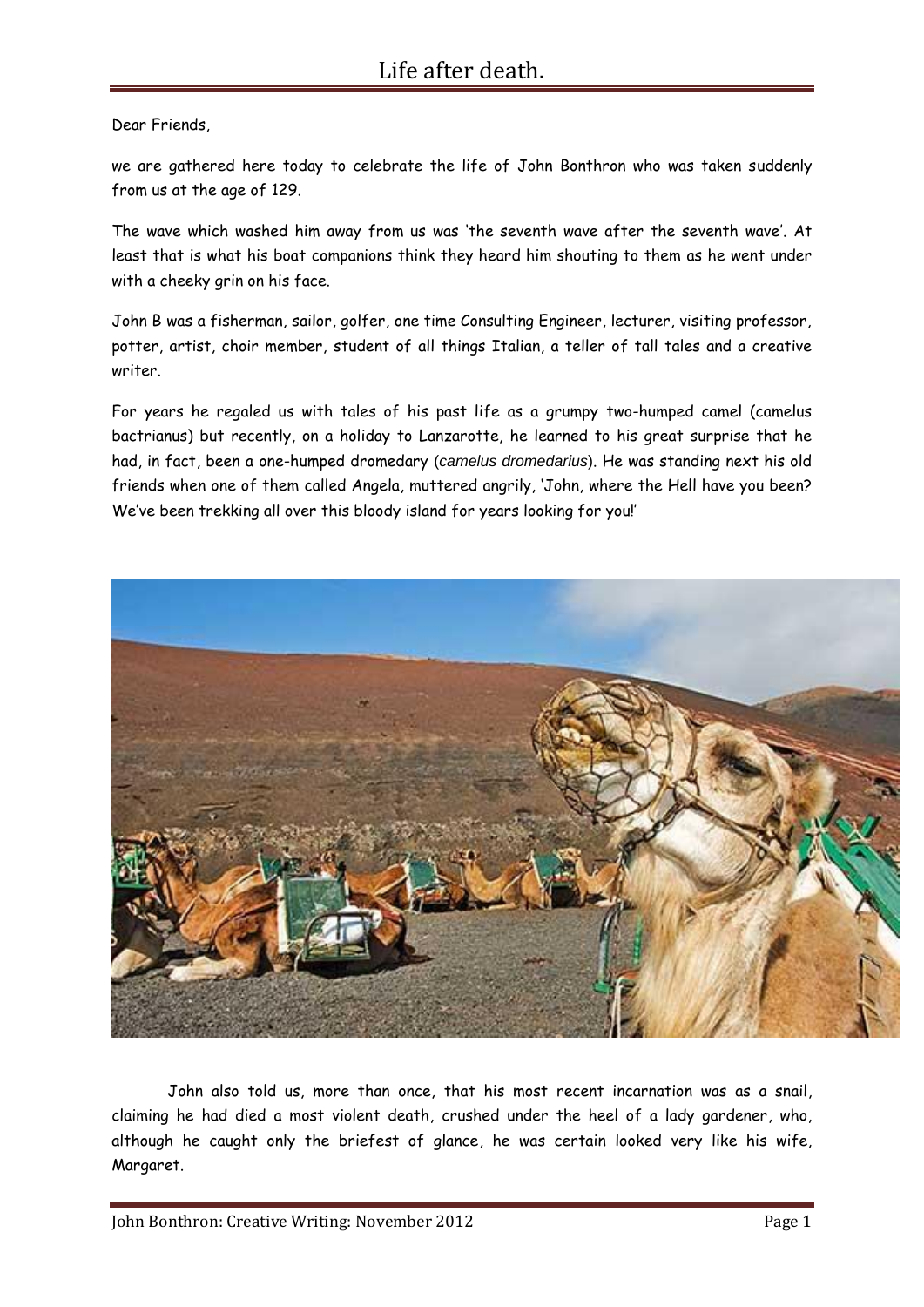# Life after death.

Dear Friends,

we are gathered here today to celebrate the life of John Bonthron who was taken suddenly from us at the age of 129.

The wave which washed him away from us was 'the seventh wave after the seventh wave'. At least that is what his boat companions think they heard him shouting to them as he went under with a cheeky grin on his face.

John B was a fisherman, sailor, golfer, one time Consulting Engineer, lecturer, visiting professor, potter, artist, choir member, student of all things Italian, a teller of tall tales and a creative writer.

For years he regaled us with tales of his past life as a grumpy two-humped camel (camelus bactrianus) but recently, on a holiday to Lanzarotte, he learned to his great surprise that he had, in fact, been a one-humped dromedary (*camelus dromedarius*). He was standing next his old friends when one of them called Angela, muttered angrily, 'John, where the Hell have you been? We've been trekking all over this bloody island for years looking for you!'

John also told us, more than once, that his most recent incarnation was as a snail, claiming he had died a most violent death, crushed under the heel of a lady gardener, who, although he caught only the briefest of glance, he was certain looked very like his wife, Margaret.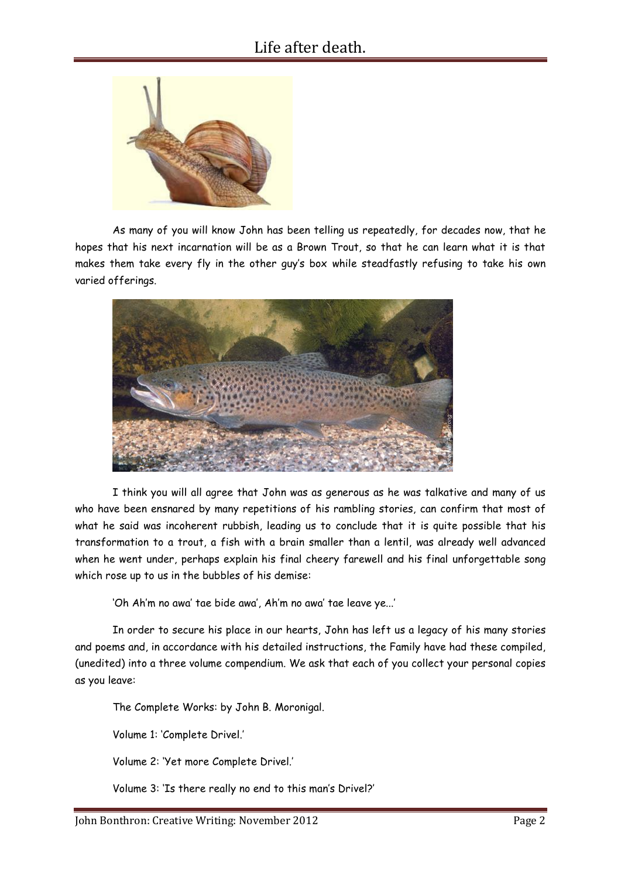# Life after death.

As many of you will know John has been telling us repeatedly, for decades now, that he hopes that his next incarnation will be as a Brown Trout, so that he can learn what it is that makes them take every fly in the other guy's box while steadfastly refusing to take his own varied offerings.

I think you will all agree that John was as generous as he was talkative and many of us who have been ensnared by many repetitions of his rambling stories, can confirm that most of what he said was incoherent rubbish, leading us to conclude that it is quite possible that his transformation to a trout, a fish with a brain smaller than a lentil, was already well advanced when he went under, perhaps explain his final cheery farewell and his final unforgettable song which rose up to us in the bubbles of his demise:

'Oh Ah'm no awa' tae bide awa', Ah'm no awa' tae leave ye...'

In order to secure his place in our hearts, John has left us a legacy of his many stories and poems and, in accordance with his detailed instructions, the Family have had these compiled, (unedited) into a three volume compendium. We ask that each of you collect your personal copies as you leave:

The Complete Works: by John B. Moronigal.

Volume 1: 'Complete Drivel.'

Volume 2: 'Yet more Complete Drivel.'

Volume 3: 'Is there really no end to this man's Drivel?'